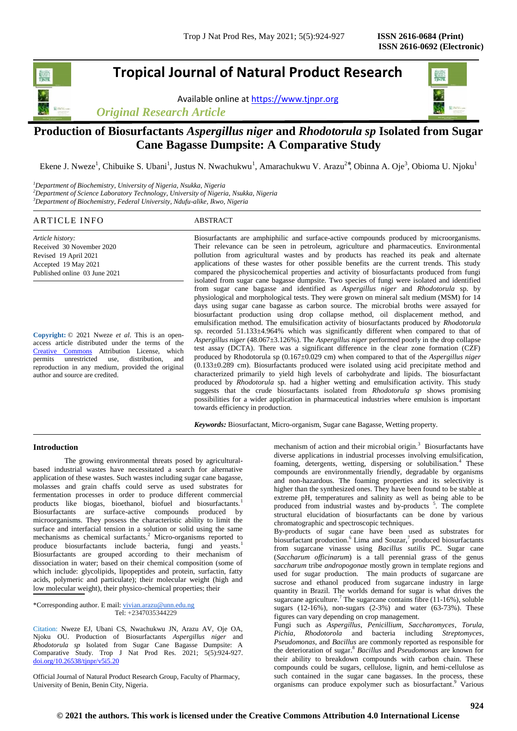# Tropical Journal of Natural Product Research

Available online at https://www.tjnpr.org

*Original Research Article*

# Production of Biosurfactants *Aspergillus niger* and *Rhodotorula sp* Isolated from Sugar Cane Bagasse Dumpsite: A Comparative Study

Ekene J. Nweze[1], Chibuike S. Ubani[1], Justus N. Nwachukwu[1], Amarachukwu V. Arazu[2]*, Obinna A. Oje[3], Obioma U. Njoku[1]

[1]*Department of Biochemistry, University of Nigeria, Nsukka, Nigeria*
[2]*Department of Science Laboratory Technology, University of Nigeria, Nsukka, Nigeria*
[3]*Department of Biochemistry, Federal University, Ndufu-alike, Ikwo, Nigeria*

## ARTICLE INFO

*Article history:*
Received 30 November 2020
Revised 19 April 2021
Accepted 19 May 2021
Published online 03 June 2021

**Copyright:** © 2021 Nweze *et al*. This is an open-access article distributed under the terms of the Creative Commons Attribution License, which permits unrestricted use, distribution, and reproduction in any medium, provided the original author and source are credited.

## ABSTRACT

Biosurfactants are amphiphilic and surface-active compounds produced by microorganisms. Their relevance can be seen in petroleum, agriculture and pharmaceutics. Environmental pollution from agricultural wastes and by products has reached its peak and alternate applications of these wastes for other possible benefits are the current trends. This study compared the physicochemical properties and activity of biosurfactants produced from fungi isolated from sugar cane bagasse dumpsite. Two species of fungi were isolated and identified from sugar cane bagasse and identified as *Aspergillus niger* and *Rhodotorula* sp. by physiological and morphological tests. They were grown on mineral salt medium (MSM) for 14 days using sugar cane bagasse as carbon source. The microbial broths were assayed for biosurfactant production using drop collapse method, oil displacement method, and emulsification method. The emulsification activity of biosurfactants produced by *Rhodotorula* sp. recorded 51.133±4.964% which was significantly different when compared to that of *Aspergillus niger* (48.067±3.126%). The *Aspergillus niger* performed poorly in the drop collapse test assay (DCTA). There was a significant difference in the clear zone formation (CZF) produced by Rhodotorula sp (0.167±0.029 cm) when compared to that of the *Aspergillus niger* (0.133±0.289 cm). Biosurfactants produced were isolated using acid precipitate method and characterized primarily to yield high levels of carbohydrate and lipids. The biosurfactant produced by *Rhodotorula* sp. had a higher wetting and emulsification activity. This study suggests that the crude biosurfactants isolated from *Rhodotorula sp* shows promising possibilities for a wider application in pharmaceutical industries where emulsion is important towards efficiency in production.

***Keywords:*** Biosurfactant, Micro-organism, Sugar cane Bagasse, Wetting property.

## Introduction

The growing environmental threats posed by agricultural-based industrial wastes have necessitated a search for alternative application of these wastes. Such wastes including sugar cane bagasse, molasses and grain chaffs could serve as used substrates for fermentation processes in order to produce different commercial products like biogas, bioethanol, biofuel and biosurfactants.[1] Biosurfactants are surface-active compounds produced by microorganisms. They possess the characteristic ability to limit the surface and interfacial tension in a solution or solid using the same mechanisms as chemical surfactants.[2] Micro-organisms reported to produce biosurfactants include bacteria, fungi and yeasts.[1] Biosurfactants are grouped according to their mechanism of dissociation in water; based on their chemical composition (some of which include: glycolipids, lipopeptides and protein, surfactin, fatty acids, polymeric and particulate); their molecular weight (high and low molecular weight), their physico-chemical properties; their mechanism of action and their microbial origin.[3] Biosurfactants have diverse applications in industrial processes involving emulsification, foaming, detergents, wetting, dispersing or solubilisation.[4] These compounds are environmentally friendly, degradable by organisms and non-hazardous. The foaming properties and its selectivity is higher than the synthesized ones. They have been found to be stable at extreme pH, temperatures and salinity as well as being able to be produced from industrial wastes and by-products [5]. The complete structural elucidation of biosurfactants can be done by various chromatographic and spectroscopic techniques.

By-products of sugar cane have been used as substrates for biosurfactant production.[6] Lima and Souzar,[7] produced biosurfactants from sugarcane vinasse using *Bacillus sutilis* PC. Sugar cane (*Saccharum officinarum*) is a tall perennial grass of the genus *saccharum* tribe *andropogonae* mostly grown in template regions and used for sugar production. The main products of sugarcane are sucrose and ethanol produced from sugarcane industry in large quantity in Brazil. The worlds demand for sugar is what drives the sugarcane agriculture.[7] The sugarcane contains fibre (11-16%), soluble sugars (12-16%), non-sugars (2-3%) and water (63-73%). These figures can vary depending on crop management.

Fungi such as *Aspergillus*, *Penicillium*, *Saccharomyces*, *Torula*, *Pichia*, *Rhodotorola* and bacteria including *Streptomyces*, *Pseudomonas*, and *Bacillus* are commonly reported as responsible for the deterioration of sugar.[8] *Bacillus* and *Pseudomonas* are known for their ability to breakdown compounds with carbon chain. These compounds could be sugars, cellulose, lignin, and hemi-cellulose as such contained in the sugar cane bagasses. In the process, these organisms can produce expolymer such as biosurfactant.[9] Various

\*Corresponding author. E mail: vivian.arazu@unn.edu.ng
Tel: +2347035344229

Citation: Nweze EJ, Ubani CS, Nwachukwu JN, Arazu AV, Oje OA, Njoku OU. Production of Biosurfactants *Aspergillus niger* and *Rhodotorula sp* Isolated from Sugar Cane Bagasse Dumpsite: A Comparative Study. Trop J Nat Prod Res. 2021; 5(5):924-927. doi.org/10.26538/tjnpr/v5i5.20

Official Journal of Natural Product Research Group, Faculty of Pharmacy, University of Benin, Benin City, Nigeria.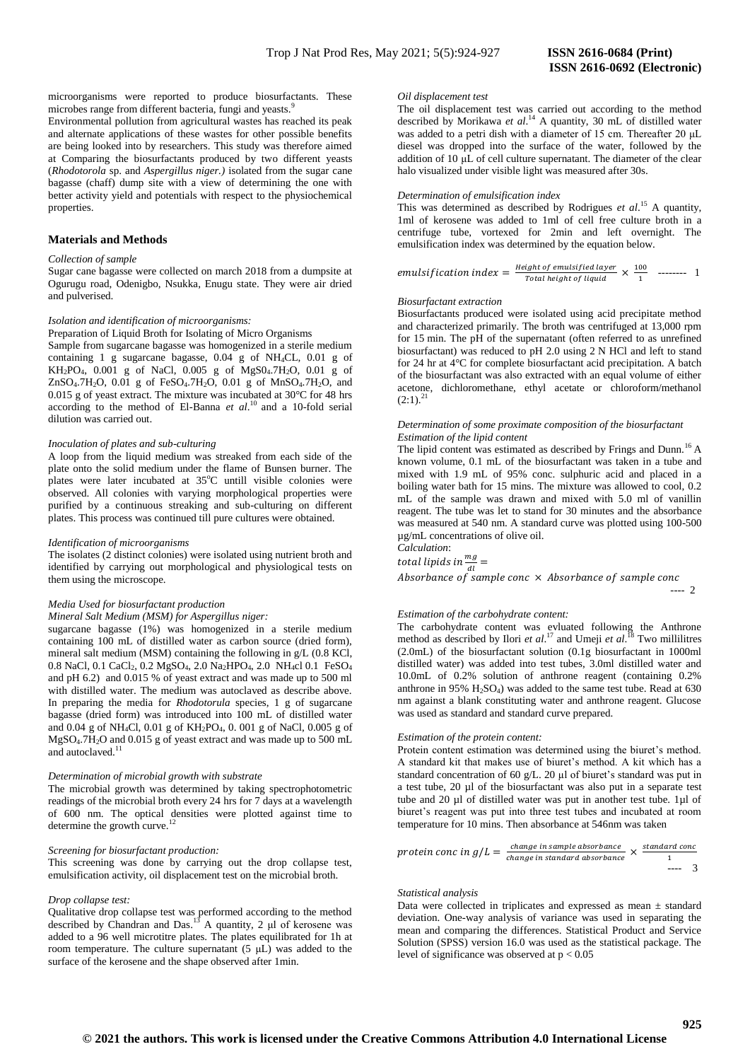microorganisms were reported to produce biosurfactants. These microbes range from different bacteria, fungi and yeasts.[9]

Environmental pollution from agricultural wastes has reached its peak and alternate applications of these wastes for other possible benefits are being looked into by researchers. This study was therefore aimed at Comparing the biosurfactants produced by two different yeasts (*Rhodotorola* sp. and *Aspergillus niger.)* isolated from the sugar cane bagasse (chaff) dump site with a view of determining the one with better activity yield and potentials with respect to the physiochemical properties.

## Materials and Methods

*Collection of sample*

Sugar cane bagasse were collected on march 2018 from a dumpsite at Ogurugu road, Odenigbo, Nsukka, Enugu state. They were air dried and pulverised.

*Isolation and identification of microorganisms:*

Preparation of Liquid Broth for Isolating of Micro Organisms

Sample from sugarcane bagasse was homogenized in a sterile medium containing 1 g sugarcane bagasse, 0.04 g of $NH_4CL$, 0.01 g of $KH_2PO_4$, 0.001 g of NaCl, 0.005 g of $MgS0_4.7H_2O$, 0.01 g of $ZnSO_4.7H_2O$, 0.01 g of $FeSO_4.7H_2O$, 0.01 g of $MnSO_4.7H_2O$, and 0.015 g of yeast extract. The mixture was incubated at 30°C for 48 hrs according to the method of El-Banna *et al*.[10] and a 10-fold serial dilution was carried out.

*Inoculation of plates and sub-culturing*

A loop from the liquid medium was streaked from each side of the plate onto the solid medium under the flame of Bunsen burner. The plates were later incubated at 35°C untill visible colonies were observed. All colonies with varying morphological properties were purified by a continuous streaking and sub-culturing on different plates. This process was continued till pure cultures were obtained.

*Identification of microorganisms*

The isolates (2 distinct colonies) were isolated using nutrient broth and identified by carrying out morphological and physiological tests on them using the microscope.

*Media Used for biosurfactant production*

*Mineral Salt Medium (MSM) for Aspergillus niger:*

sugarcane bagasse (1%) was homogenized in a sterile medium containing 100 mL of distilled water as carbon source (dried form), mineral salt medium (MSM) containing the following in g/L (0.8 KCl, 0.8 NaCl, 0.1 $CaCl_2$, 0.2 $MgSO_4$, 2.0 $Na_2HPO_4$, 2.0 $NH_4cl$ 0.1 $FeSO_4$ and pH 6.2) and 0.015 % of yeast extract and was made up to 500 ml with distilled water. The medium was autoclaved as describe above. In preparing the media for *Rhodotorula* species, 1 g of sugarcane bagasse (dried form) was introduced into 100 mL of distilled water and 0.04 g of $NH_4Cl$, 0.01 g of $KH_2PO_4$, 0. 001 g of NaCl, 0.005 g of $MgSO_4.7H_2O$ and 0.015 g of yeast extract and was made up to 500 mL and autoclaved.[11]

*Determination of microbial growth with substrate*

The microbial growth was determined by taking spectrophotometric readings of the microbial broth every 24 hrs for 7 days at a wavelength of 600 nm. The optical densities were plotted against time to determine the growth curve.[12]

*Screening for biosurfactant production:*

This screening was done by carrying out the drop collapse test, emulsification activity, oil displacement test on the microbial broth.

*Drop collapse test:*

Qualitative drop collapse test was performed according to the method described by Chandran and Das.[13] A quantity, 2 μl of kerosene was added to a 96 well microtitre plates. The plates equilibrated for 1h at room temperature. The culture supernatant (5 μL) was added to the surface of the kerosene and the shape observed after 1min.

*Oil displacement test*

The oil displacement test was carried out according to the method described by Morikawa *et al*.[14] A quantity, 30 mL of distilled water was added to a petri dish with a diameter of 15 cm. Thereafter 20 μL diesel was dropped into the surface of the water, followed by the addition of 10 μL of cell culture supernatant. The diameter of the clear halo visualized under visible light was measured after 30s.

*Determination of emulsification index*

This was determined as described by Rodrigues *et al*.[15] A quantity, 1ml of kerosene was added to 1ml of cell free culture broth in a centrifuge tube, vortexed for 2min and left overnight. The emulsification index was determined by the equation below.

$$emulsification\ index = \frac{Height\ of\ emulsified\ layer}{Total\ height\ of\ liquid} \times \frac{100}{1} \quad \text{-------- } 1$$

*Biosurfactant extraction*

Biosurfactants produced were isolated using acid precipitate method and characterized primarily. The broth was centrifuged at 13,000 rpm for 15 min. The pH of the supernatant (often referred to as unrefined biosurfactant) was reduced to pH 2.0 using 2 N HCl and left to stand for 24 hr at 4°C for complete biosurfactant acid precipitation. A batch of the biosurfactant was also extracted with an equal volume of either acetone, dichloromethane, ethyl acetate or chloroform/methanol (2:1).[21]

*Determination of some proximate composition of the biosurfactant*

*Estimation of the lipid content*

The lipid content was estimated as described by Frings and Dunn.[16] A known volume, 0.1 mL of the biosurfactant was taken in a tube and mixed with 1.9 mL of 95% conc. sulphuric acid and placed in a boiling water bath for 15 mins. The mixture was allowed to cool, 0.2 mL of the sample was drawn and mixed with 5.0 ml of vanillin reagent. The tube was let to stand for 30 minutes and the absorbance was measured at 540 nm. A standard curve was plotted using 100-500 μg/mL concentrations of olive oil.

*Calculation*:

$$total\ lipids\ in \frac{mg}{dl} = Absorbance\ of\ sample\ conc \times Absorbance\ of\ sample\ conc \quad \text{---- } 2$$

*Estimation of the carbohydrate content:*

The carbohydrate content was evluated following the Anthrone method as described by Ilori *et al*.[17] and Umeji *et al*.[18] Two millilitres (2.0mL) of the biosurfactant solution (0.1g biosurfactant in 1000ml distilled water) was added into test tubes, 3.0ml distilled water and 10.0mL of 0.2% solution of anthrone reagent (containing 0.2% anthrone in 95% $H_2SO_4$) was added to the same test tube. Read at 630 nm against a blank constituting water and anthrone reagent. Glucose was used as standard and standard curve prepared.

*Estimation of the protein content:*

Protein content estimation was determined using the biuret's method. A standard kit that makes use of biuret's method. A kit which has a standard concentration of 60 g/L. 20 μl of biuret's standard was put in a test tube, 20 μl of the biosurfactant was also put in a separate test tube and 20 μl of distilled water was put in another test tube. 1μl of biuret's reagent was put into three test tubes and incubated at room temperature for 10 mins. Then absorbance at 546nm was taken

$$protein\ conc\ in\ g/L = \frac{change\ in\ sample\ absorbance}{change\ in\ standard\ absorbance} \times \frac{standard\ conc}{1} \quad \text{---- } 3$$

*Statistical analysis*

Data were collected in triplicates and expressed as mean ± standard deviation. One-way analysis of variance was used in separating the mean and comparing the differences. Statistical Product and Service Solution (SPSS) version 16.0 was used as the statistical package. The level of significance was observed at $p < 0.05$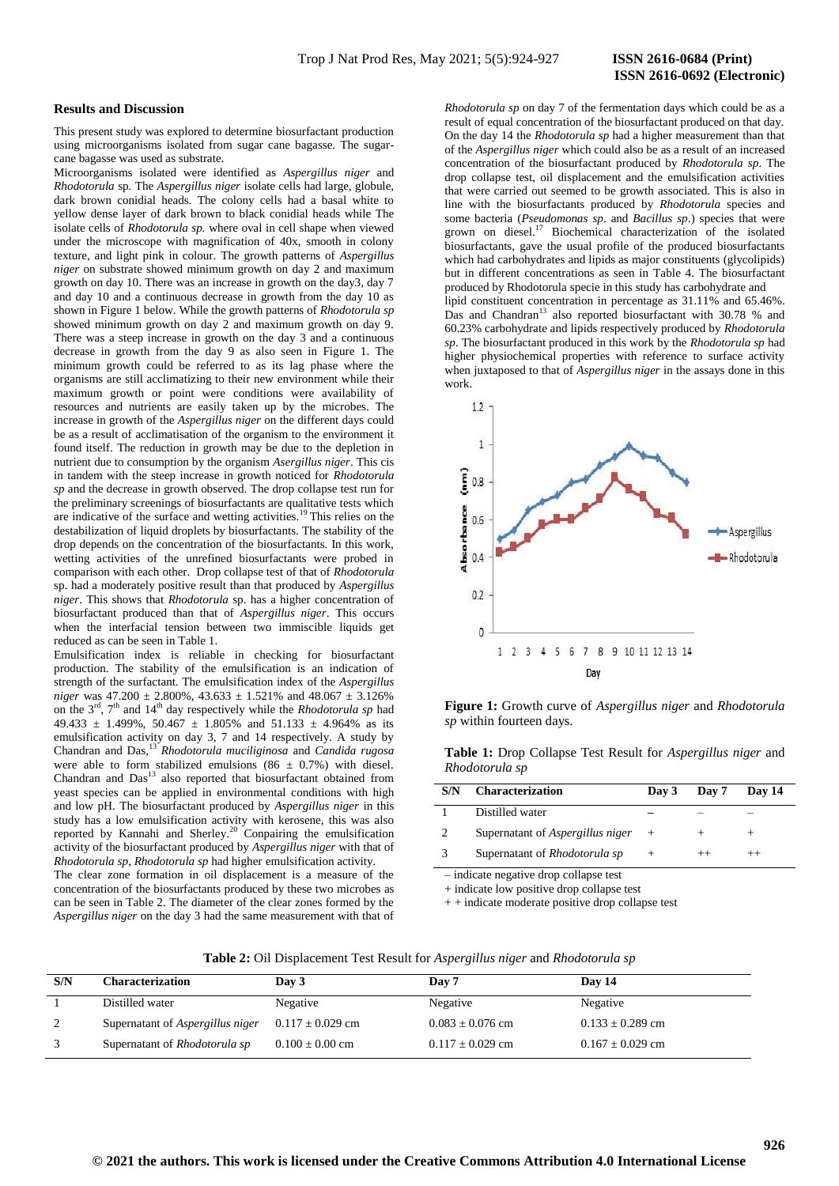## Results and Discussion

This present study was explored to determine biosurfactant production using microorganisms isolated from sugar cane bagasse. The sugar-cane bagasse was used as substrate.

Microorganisms isolated were identified as *Aspergillus niger* and *Rhodotorula* sp. The *Aspergillus niger* isolate cells had large, globule, dark brown conidial heads. The colony cells had a basal white to yellow dense layer of dark brown to black conidial heads while The isolate cells of *Rhodotorula sp.* where oval in cell shape when viewed under the microscope with magnification of 40x, smooth in colony texture, and light pink in colour. The growth patterns of *Aspergillus niger* on substrate showed minimum growth on day 2 and maximum growth on day 10. There was an increase in growth on the day3, day 7 and day 10 and a continuous decrease in growth from the day 10 as shown in Figure 1 below. While the growth patterns of *Rhodotorula sp* showed minimum growth on day 2 and maximum growth on day 9. There was a steep increase in growth on the day 3 and a continuous decrease in growth from the day 9 as also seen in Figure 1. The minimum growth could be referred to as its lag phase where the organisms are still acclimatizing to their new environment while their maximum growth or point were conditions were availability of resources and nutrients are easily taken up by the microbes. The increase in growth of the *Aspergillus niger* on the different days could be as a result of acclimatisation of the organism to the environment it found itself. The reduction in growth may be due to the depletion in nutrient due to consumption by the organism *Asergillus niger*. This cis in tandem with the steep increase in growth noticed for *Rhodotorula sp* and the decrease in growth observed. The drop collapse test run for the preliminary screenings of biosurfactants are qualitative tests which are indicative of the surface and wetting activities.[19] This relies on the destabilization of liquid droplets by biosurfactants. The stability of the drop depends on the concentration of the biosurfactants. In this work, wetting activities of the unrefined biosurfactants were probed in comparison with each other. Drop collapse test of that of *Rhodotorula* sp. had a moderately positive result than that produced by *Aspergillus niger*. This shows that *Rhodotorula* sp. has a higher concentration of biosurfactant produced than that of *Aspergillus niger*. This occurs when the interfacial tension between two immiscible liquids get reduced as can be seen in Table 1.

Emulsification index is reliable in checking for biosurfactant production. The stability of the emulsification is an indication of strength of the surfactant. The emulsification index of the *Aspergillus niger* was 47.200 ± 2.800%, 43.633 ± 1.521% and 48.067 ± 3.126% on the 3rd, 7th and 14th day respectively while the *Rhodotorula sp* had 49.433 ± 1.499%, 50.467 ± 1.805% and 51.133 ± 4.964% as its emulsification activity on day 3, 7 and 14 respectively. A study by Chandran and Das,[13] *Rhodotorula muciliginosa* and *Candida rugosa* were able to form stabilized emulsions (86 ± 0.7%) with diesel. Chandran and Das[13] also reported that biosurfactant obtained from yeast species can be applied in environmental conditions with high and low pH. The biosurfactant produced by *Aspergillus niger* in this study has a low emulsification activity with kerosene, this was also reported by Kannahi and Sherley.[20] Conpairing the emulsification activity of the biosurfactant produced by *Aspergillus niger* with that of *Rhodotorula sp*, *Rhodotorula sp* had higher emulsification activity.

The clear zone formation in oil displacement is a measure of the concentration of the biosurfactants produced by these two microbes as can be seen in Table 2. The diameter of the clear zones formed by the *Aspergillus niger* on the day 3 had the same measurement with that of *Rhodotorula sp* on day 7 of the fermentation days which could be as a result of equal concentration of the biosurfactant produced on that day. On the day 14 the *Rhodotorula sp* had a higher measurement than that of the *Aspergillus niger* which could also be as a result of an increased concentration of the biosurfactant produced by *Rhodotorula sp*. The drop collapse test, oil displacement and the emulsification activities that were carried out seemed to be growth associated. This is also in line with the biosurfactants produced by *Rhodotorula* species and some bacteria (*Pseudomonas sp*. and *Bacillus sp*.) species that were grown on diesel.[17] Biochemical characterization of the isolated biosurfactants, gave the usual profile of the produced biosurfactants which had carbohydrates and lipids as major constituents (glycolipids) but in different concentrations as seen in Table 4. The biosurfactant produced by Rhodotorula specie in this study has carbohydrate and lipid constituent concentration in percentage as 31.11% and 65.46%. Das and Chandran[13] also reported biosurfactant with 30.78 % and 60.23% carbohydrate and lipids respectively produced by *Rhodotorula sp*. The biosurfactant produced in this work by the *Rhodotorula sp* had higher physiochemical properties with reference to surface activity when juxtaposed to that of *Aspergillus niger* in the assays done in this work.

**Figure 1:** Growth curve of *Aspergillus niger* and *Rhodotorula sp* within fourteen days.

**Table 1:** Drop Collapse Test Result for *Aspergillus niger* and *Rhodotorula sp*

| S/N | Characterization | Day 3 | Day 7 | Day 14 |
|---|---|---|---|---|
| 1 | Distilled water | – | – | – |
| 2 | Supernatant of *Aspergillus niger* | + | + | + |
| 3 | Supernatant of *Rhodotorula sp* | + | ++ | ++ |

– indicate negative drop collapse test
+ indicate low positive drop collapse test
+ + indicate moderate positive drop collapse test

**Table 2:** Oil Displacement Test Result for *Aspergillus niger* and *Rhodotorula sp*

| S/N | Characterization | Day 3 | Day 7 | Day 14 |
|---|---|---|---|---|
| 1 | Distilled water | Negative | Negative | Negative |
| 2 | Supernatant of *Aspergillus niger* | 0.117 ± 0.029 cm | 0.083 ± 0.076 cm | 0.133 ± 0.289 cm |
| 3 | Supernatant of *Rhodotorula sp* | 0.100 ± 0.00 cm | 0.117 ± 0.029 cm | 0.167 ± 0.029 cm |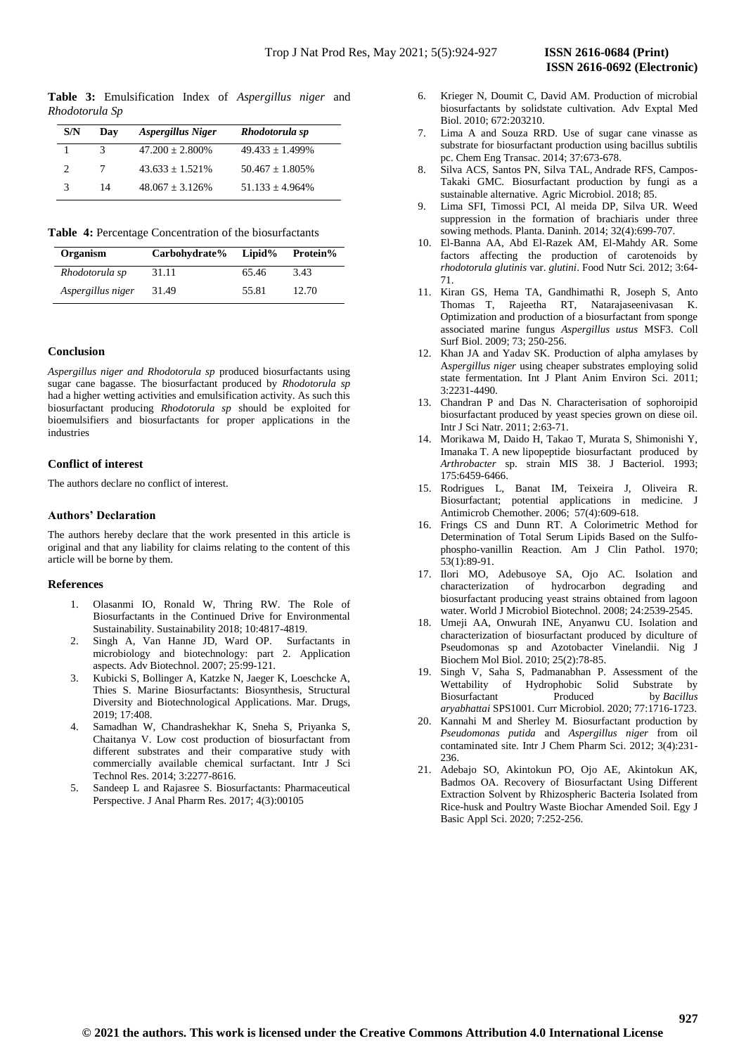**Table 3:** Emulsification Index of *Aspergillus niger* and *Rhodotorula Sp*

| S/N | Day | *Aspergillus Niger* | *Rhodotorula sp* |
|---|---|---|---|
| 1 | 3 | 47.200 ± 2.800% | 49.433 ± 1.499% |
| 2 | 7 | 43.633 ± 1.521% | 50.467 ± 1.805% |
| 3 | 14 | 48.067 ± 3.126% | 51.133 ± 4.964% |

**Table 4:** Percentage Concentration of the biosurfactants

| Organism | Carbohydrate% | Lipid% | Protein% |
|---|---|---|---|
| *Rhodotorula sp* | 31.11 | 65.46 | 3.43 |
| *Aspergillus niger* | 31.49 | 55.81 | 12.70 |

## Conclusion

*Aspergillus niger and Rhodotorula sp* produced biosurfactants using sugar cane bagasse. The biosurfactant produced by *Rhodotorula sp* had a higher wetting activities and emulsification activity. As such this biosurfactant producing *Rhodotorula sp* should be exploited for bioemulsifiers and biosurfactants for proper applications in the industries

## Conflict of interest

The authors declare no conflict of interest.

## Authors' Declaration

The authors hereby declare that the work presented in this article is original and that any liability for claims relating to the content of this article will be borne by them.

## References

1. Olasanmi IO, Ronald W, Thring RW. The Role of Biosurfactants in the Continued Drive for Environmental Sustainability. Sustainability 2018; 10:4817-4819.
2. Singh A, Van Hanne JD, Ward OP. Surfactants in microbiology and biotechnology: part 2. Application aspects. Adv Biotechnol. 2007; 25:99-121.
3. Kubicki S, Bollinger A, Katzke N, Jaeger K, Loeschcke A, Thies S. Marine Biosurfactants: Biosynthesis, Structural Diversity and Biotechnological Applications. Mar. Drugs, 2019; 17:408.
4. Samadhan W, Chandrashekhar K, Sneha S, Priyanka S, Chaitanya V. Low cost production of biosurfactant from different substrates and their comparative study with commercially available chemical surfactant. Intr J Sci Technol Res. 2014; 3:2277-8616.
5. Sandeep L and Rajasree S. Biosurfactants: Pharmaceutical Perspective. J Anal Pharm Res. 2017; 4(3):00105
6. Krieger N, Doumit C, David AM. Production of microbial biosurfactants by solidstate cultivation. Adv Exptal Med Biol. 2010; 672:203210.
7. Lima A and Souza RRD. Use of sugar cane vinasse as substrate for biosurfactant production using bacillus subtilis pc. Chem Eng Transac. 2014; 37:673-678.
8. Silva ACS, Santos PN, Silva TAL, Andrade RFS, Campos-Takaki GMC. Biosurfactant production by fungi as a sustainable alternative. Agric Microbiol. 2018; 85.
9. Lima SFI, Timossi PCI, Al meida DP, Silva UR. Weed suppression in the formation of brachiaris under three sowing methods. Planta. Daninh. 2014; 32(4):699-707.
10. El-Banna AA, Abd El-Razek AM, El-Mahdy AR. Some factors affecting the production of carotenoids by *rhodotorula glutinis* var. *glutini*. Food Nutr Sci. 2012; 3:64-71.
11. Kiran GS, Hema TA, Gandhimathi R, Joseph S, Anto Thomas T, Rajeetha RT, Natarajaseenivasan K. Optimization and production of a biosurfactant from sponge associated marine fungus *Aspergillus ustus* MSF3. Coll Surf Biol. 2009; 73; 250-256.
12. Khan JA and Yadav SK. Production of alpha amylases by A*spergillus niger* using cheaper substrates employing solid state fermentation. Int J Plant Anim Environ Sci. 2011; 3:2231-4490.
13. Chandran P and Das N. Characterisation of sophoroipid biosurfactant produced by yeast species grown on diese oil. Intr J Sci Natr. 2011; 2:63-71.
14. Morikawa M, Daido H, Takao T, Murata S, Shimonishi Y, Imanaka T. A new lipopeptide biosurfactant produced by *Arthrobacter* sp. strain MIS 38. J Bacteriol. 1993; 175:6459-6466.
15. Rodrigues L, Banat IM, Teixeira J, Oliveira R. Biosurfactant; potential applications in medicine. J Antimicrob Chemother. 2006; 57(4):609-618.
16. Frings CS and Dunn RT. A Colorimetric Method for Determination of Total Serum Lipids Based on the Sulfo-phospho-vanillin Reaction. Am J Clin Pathol. 1970; 53(1):89-91.
17. Ilori MO, Adebusoye SA, Ojo AC. Isolation and characterization of hydrocarbon degrading and biosurfactant producing yeast strains obtained from lagoon water. World J Microbiol Biotechnol. 2008; 24:2539-2545.
18. Umeji AA, Onwurah INE, Anyanwu CU. Isolation and characterization of biosurfactant produced by diculture of Pseudomonas sp and Azotobacter Vinelandii. Nig J Biochem Mol Biol. 2010; 25(2):78-85.
19. Singh V, Saha S, Padmanabhan P. Assessment of the Wettability of Hydrophobic Solid Substrate by Biosurfactant Produced by *Bacillus aryabhattai* SPS1001. Curr Microbiol. 2020; 77:1716-1723.
20. Kannahi M and Sherley M. Biosurfactant production by *Pseudomonas putida* and *Aspergillus niger* from oil contaminated site. Intr J Chem Pharm Sci. 2012; 3(4):231-236.
21. Adebajo SO, Akintokun PO, Ojo AE, Akintokun AK, Badmos OA. Recovery of Biosurfactant Using Different Extraction Solvent by Rhizospheric Bacteria Isolated from Rice-husk and Poultry Waste Biochar Amended Soil. Egy J Basic Appl Sci. 2020; 7:252-256.